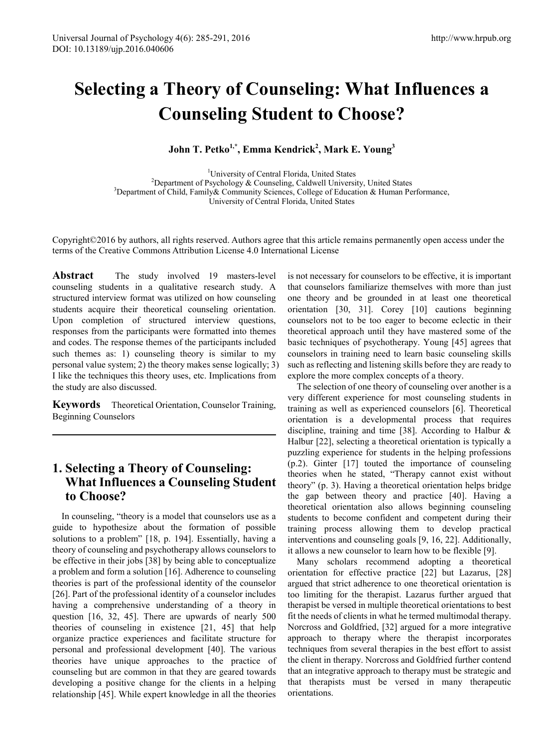# Selecting a Theory of Counseling: What Influences a Counseling Student to Choose?

**John T. Petko[1,*], Emma Kendrick[2], Mark E. Young[3]**

[1]University of Central Florida, United States
[2]Department of Psychology & Counseling, Caldwell University, United States
[3]Department of Child, Family& Community Sciences, College of Education & Human Performance, University of Central Florida, United States

Copyright©2016 by authors, all rights reserved. Authors agree that this article remains permanently open access under the terms of the Creative Commons Attribution License 4.0 International License

**Abstract** The study involved 19 masters-level counseling students in a qualitative research study. A structured interview format was utilized on how counseling students acquire their theoretical counseling orientation. Upon completion of structured interview questions, responses from the participants were formatted into themes and codes. The response themes of the participants included such themes as: 1) counseling theory is similar to my personal value system; 2) the theory makes sense logically; 3) I like the techniques this theory uses, etc. Implications from the study are also discussed.

**Keywords** Theoretical Orientation, Counselor Training, Beginning Counselors

## 1. Selecting a Theory of Counseling: What Influences a Counseling Student to Choose?

In counseling, "theory is a model that counselors use as a guide to hypothesize about the formation of possible solutions to a problem" [18, p. 194]. Essentially, having a theory of counseling and psychotherapy allows counselors to be effective in their jobs [38] by being able to conceptualize a problem and form a solution [16]. Adherence to counseling theories is part of the professional identity of the counselor [26]. Part of the professional identity of a counselor includes having a comprehensive understanding of a theory in question [16, 32, 45]. There are upwards of nearly 500 theories of counseling in existence [21, 45] that help organize practice experiences and facilitate structure for personal and professional development [40]. The various theories have unique approaches to the practice of counseling but are common in that they are geared towards developing a positive change for the clients in a helping relationship [45]. While expert knowledge in all the theories is not necessary for counselors to be effective, it is important that counselors familiarize themselves with more than just one theory and be grounded in at least one theoretical orientation [30, 31]. Corey [10] cautions beginning counselors not to be too eager to become eclectic in their theoretical approach until they have mastered some of the basic techniques of psychotherapy. Young [45] agrees that counselors in training need to learn basic counseling skills such as reflecting and listening skills before they are ready to explore the more complex concepts of a theory.

The selection of one theory of counseling over another is a very different experience for most counseling students in training as well as experienced counselors [6]. Theoretical orientation is a developmental process that requires discipline, training and time [38]. According to Halbur & Halbur [22], selecting a theoretical orientation is typically a puzzling experience for students in the helping professions (p.2). Ginter [17] touted the importance of counseling theories when he stated, "Therapy cannot exist without theory" (p. 3). Having a theoretical orientation helps bridge the gap between theory and practice [40]. Having a theoretical orientation also allows beginning counseling students to become confident and competent during their training process allowing them to develop practical interventions and counseling goals [9, 16, 22]. Additionally, it allows a new counselor to learn how to be flexible [9].

Many scholars recommend adopting a theoretical orientation for effective practice [22] but Lazarus, [28] argued that strict adherence to one theoretical orientation is too limiting for the therapist. Lazarus further argued that therapist be versed in multiple theoretical orientations to best fit the needs of clients in what he termed multimodal therapy. Norcross and Goldfried, [32] argued for a more integrative approach to therapy where the therapist incorporates techniques from several therapies in the best effort to assist the client in therapy. Norcross and Goldfried further contend that an integrative approach to therapy must be strategic and that therapists must be versed in many therapeutic orientations.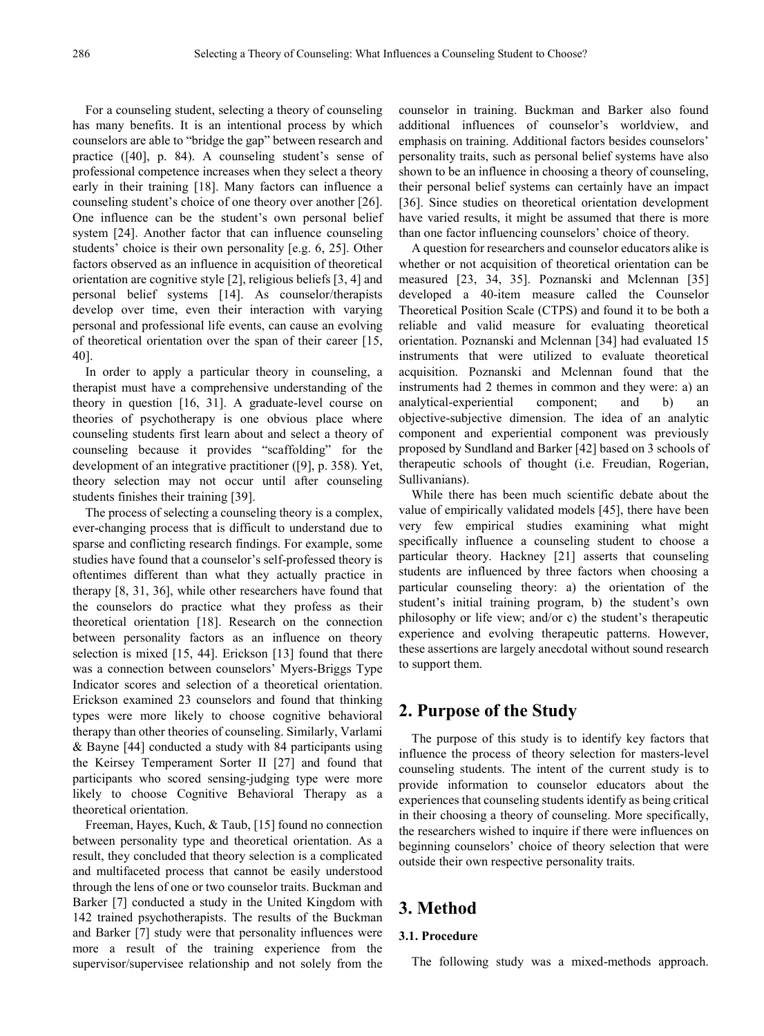For a counseling student, selecting a theory of counseling has many benefits. It is an intentional process by which counselors are able to "bridge the gap" between research and practice ([40], p. 84). A counseling student's sense of professional competence increases when they select a theory early in their training [18]. Many factors can influence a counseling student's choice of one theory over another [26]. One influence can be the student's own personal belief system [24]. Another factor that can influence counseling students' choice is their own personality [e.g. 6, 25]. Other factors observed as an influence in acquisition of theoretical orientation are cognitive style [2], religious beliefs [3, 4] and personal belief systems [14]. As counselor/therapists develop over time, even their interaction with varying personal and professional life events, can cause an evolving of theoretical orientation over the span of their career [15, 40].

In order to apply a particular theory in counseling, a therapist must have a comprehensive understanding of the theory in question [16, 31]. A graduate-level course on theories of psychotherapy is one obvious place where counseling students first learn about and select a theory of counseling because it provides "scaffolding" for the development of an integrative practitioner ([9], p. 358). Yet, theory selection may not occur until after counseling students finishes their training [39].

The process of selecting a counseling theory is a complex, ever-changing process that is difficult to understand due to sparse and conflicting research findings. For example, some studies have found that a counselor's self-professed theory is oftentimes different than what they actually practice in therapy [8, 31, 36], while other researchers have found that the counselors do practice what they profess as their theoretical orientation [18]. Research on the connection between personality factors as an influence on theory selection is mixed [15, 44]. Erickson [13] found that there was a connection between counselors' Myers-Briggs Type Indicator scores and selection of a theoretical orientation. Erickson examined 23 counselors and found that thinking types were more likely to choose cognitive behavioral therapy than other theories of counseling. Similarly, Varlami & Bayne [44] conducted a study with 84 participants using the Keirsey Temperament Sorter II [27] and found that participants who scored sensing-judging type were more likely to choose Cognitive Behavioral Therapy as a theoretical orientation.

Freeman, Hayes, Kuch, & Taub, [15] found no connection between personality type and theoretical orientation. As a result, they concluded that theory selection is a complicated and multifaceted process that cannot be easily understood through the lens of one or two counselor traits. Buckman and Barker [7] conducted a study in the United Kingdom with 142 trained psychotherapists. The results of the Buckman and Barker [7] study were that personality influences were more a result of the training experience from the supervisor/supervisee relationship and not solely from the counselor in training. Buckman and Barker also found additional influences of counselor's worldview, and emphasis on training. Additional factors besides counselors' personality traits, such as personal belief systems have also shown to be an influence in choosing a theory of counseling, their personal belief systems can certainly have an impact [36]. Since studies on theoretical orientation development have varied results, it might be assumed that there is more than one factor influencing counselors' choice of theory.

A question for researchers and counselor educators alike is whether or not acquisition of theoretical orientation can be measured [23, 34, 35]. Poznanski and Mclennan [35] developed a 40-item measure called the Counselor Theoretical Position Scale (CTPS) and found it to be both a reliable and valid measure for evaluating theoretical orientation. Poznanski and Mclennan [34] had evaluated 15 instruments that were utilized to evaluate theoretical acquisition. Poznanski and Mclennan found that the instruments had 2 themes in common and they were: a) an analytical-experiential component; and b) an objective-subjective dimension. The idea of an analytic component and experiential component was previously proposed by Sundland and Barker [42] based on 3 schools of therapeutic schools of thought (i.e. Freudian, Rogerian, Sullivanians).

While there has been much scientific debate about the value of empirically validated models [45], there have been very few empirical studies examining what might specifically influence a counseling student to choose a particular theory. Hackney [21] asserts that counseling students are influenced by three factors when choosing a particular counseling theory: a) the orientation of the student's initial training program, b) the student's own philosophy or life view; and/or c) the student's therapeutic experience and evolving therapeutic patterns. However, these assertions are largely anecdotal without sound research to support them.

## 2. Purpose of the Study

The purpose of this study is to identify key factors that influence the process of theory selection for masters-level counseling students. The intent of the current study is to provide information to counselor educators about the experiences that counseling students identify as being critical in their choosing a theory of counseling. More specifically, the researchers wished to inquire if there were influences on beginning counselors' choice of theory selection that were outside their own respective personality traits.

## 3. Method

### 3.1. Procedure

The following study was a mixed-methods approach.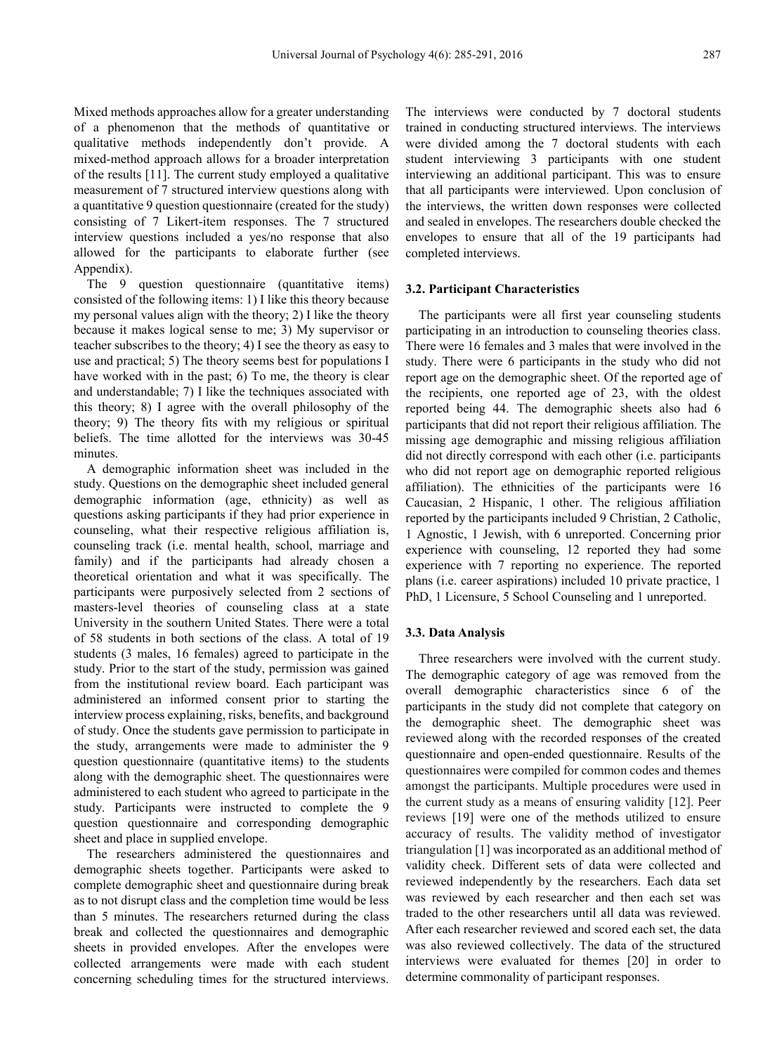Mixed methods approaches allow for a greater understanding of a phenomenon that the methods of quantitative or qualitative methods independently don't provide. A mixed-method approach allows for a broader interpretation of the results [11]. The current study employed a qualitative measurement of 7 structured interview questions along with a quantitative 9 question questionnaire (created for the study) consisting of 7 Likert-item responses. The 7 structured interview questions included a yes/no response that also allowed for the participants to elaborate further (see Appendix).

The 9 question questionnaire (quantitative items) consisted of the following items: 1) I like this theory because my personal values align with the theory; 2) I like the theory because it makes logical sense to me; 3) My supervisor or teacher subscribes to the theory; 4) I see the theory as easy to use and practical; 5) The theory seems best for populations I have worked with in the past; 6) To me, the theory is clear and understandable; 7) I like the techniques associated with this theory; 8) I agree with the overall philosophy of the theory; 9) The theory fits with my religious or spiritual beliefs. The time allotted for the interviews was 30-45 minutes.

A demographic information sheet was included in the study. Questions on the demographic sheet included general demographic information (age, ethnicity) as well as questions asking participants if they had prior experience in counseling, what their respective religious affiliation is, counseling track (i.e. mental health, school, marriage and family) and if the participants had already chosen a theoretical orientation and what it was specifically. The participants were purposively selected from 2 sections of masters-level theories of counseling class at a state University in the southern United States. There were a total of 58 students in both sections of the class. A total of 19 students (3 males, 16 females) agreed to participate in the study. Prior to the start of the study, permission was gained from the institutional review board. Each participant was administered an informed consent prior to starting the interview process explaining, risks, benefits, and background of study. Once the students gave permission to participate in the study, arrangements were made to administer the 9 question questionnaire (quantitative items) to the students along with the demographic sheet. The questionnaires were administered to each student who agreed to participate in the study. Participants were instructed to complete the 9 question questionnaire and corresponding demographic sheet and place in supplied envelope.

The researchers administered the questionnaires and demographic sheets together. Participants were asked to complete demographic sheet and questionnaire during break as to not disrupt class and the completion time would be less than 5 minutes. The researchers returned during the class break and collected the questionnaires and demographic sheets in provided envelopes. After the envelopes were collected arrangements were made with each student concerning scheduling times for the structured interviews. The interviews were conducted by 7 doctoral students trained in conducting structured interviews. The interviews were divided among the 7 doctoral students with each student interviewing 3 participants with one student interviewing an additional participant. This was to ensure that all participants were interviewed. Upon conclusion of the interviews, the written down responses were collected and sealed in envelopes. The researchers double checked the envelopes to ensure that all of the 19 participants had completed interviews.

### 3.2. Participant Characteristics

The participants were all first year counseling students participating in an introduction to counseling theories class. There were 16 females and 3 males that were involved in the study. There were 6 participants in the study who did not report age on the demographic sheet. Of the reported age of the recipients, one reported age of 23, with the oldest reported being 44. The demographic sheets also had 6 participants that did not report their religious affiliation. The missing age demographic and missing religious affiliation did not directly correspond with each other (i.e. participants who did not report age on demographic reported religious affiliation). The ethnicities of the participants were 16 Caucasian, 2 Hispanic, 1 other. The religious affiliation reported by the participants included 9 Christian, 2 Catholic, 1 Agnostic, 1 Jewish, with 6 unreported. Concerning prior experience with counseling, 12 reported they had some experience with 7 reporting no experience. The reported plans (i.e. career aspirations) included 10 private practice, 1 PhD, 1 Licensure, 5 School Counseling and 1 unreported.

### 3.3. Data Analysis

Three researchers were involved with the current study. The demographic category of age was removed from the overall demographic characteristics since 6 of the participants in the study did not complete that category on the demographic sheet. The demographic sheet was reviewed along with the recorded responses of the created questionnaire and open-ended questionnaire. Results of the questionnaires were compiled for common codes and themes amongst the participants. Multiple procedures were used in the current study as a means of ensuring validity [12]. Peer reviews [19] were one of the methods utilized to ensure accuracy of results. The validity method of investigator triangulation [1] was incorporated as an additional method of validity check. Different sets of data were collected and reviewed independently by the researchers. Each data set was reviewed by each researcher and then each set was traded to the other researchers until all data was reviewed. After each researcher reviewed and scored each set, the data was also reviewed collectively. The data of the structured interviews were evaluated for themes [20] in order to determine commonality of participant responses.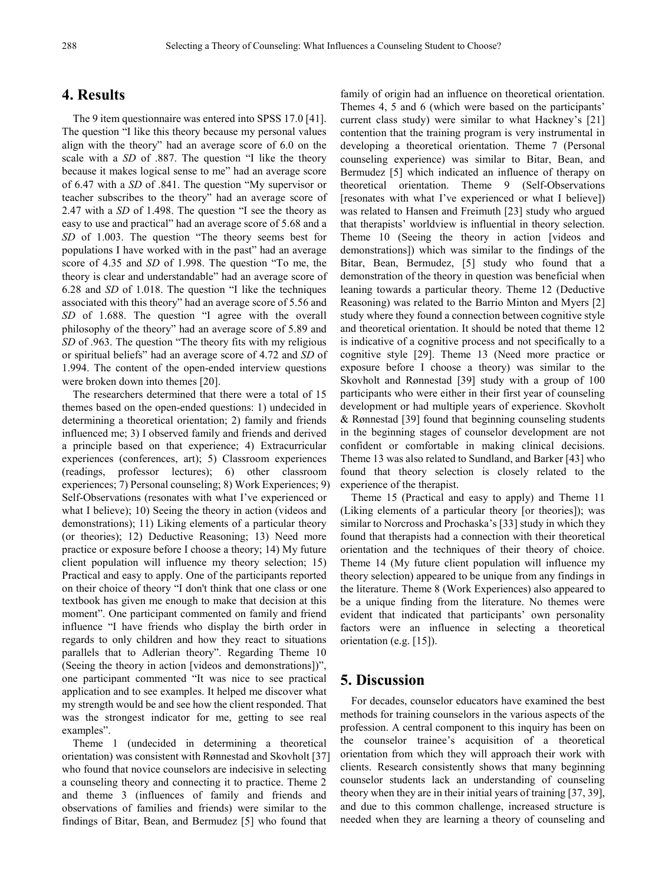## 4. Results

The 9 item questionnaire was entered into SPSS 17.0 [41]. The question "I like this theory because my personal values align with the theory" had an average score of 6.0 on the scale with a *SD* of .887. The question "I like the theory because it makes logical sense to me" had an average score of 6.47 with a *SD* of .841. The question "My supervisor or teacher subscribes to the theory" had an average score of 2.47 with a *SD* of 1.498. The question "I see the theory as easy to use and practical" had an average score of 5.68 and a *SD* of 1.003. The question "The theory seems best for populations I have worked with in the past" had an average score of 4.35 and *SD* of 1.998. The question "To me, the theory is clear and understandable" had an average score of 6.28 and *SD* of 1.018. The question "I like the techniques associated with this theory" had an average score of 5.56 and *SD* of 1.688. The question "I agree with the overall philosophy of the theory" had an average score of 5.89 and *SD* of .963. The question "The theory fits with my religious or spiritual beliefs" had an average score of 4.72 and *SD* of 1.994. The content of the open-ended interview questions were broken down into themes [20].

The researchers determined that there were a total of 15 themes based on the open-ended questions: 1) undecided in determining a theoretical orientation; 2) family and friends influenced me; 3) I observed family and friends and derived a principle based on that experience; 4) Extracurricular experiences (conferences, art); 5) Classroom experiences (readings, professor lectures); 6) other classroom experiences; 7) Personal counseling; 8) Work Experiences; 9) Self-Observations (resonates with what I've experienced or what I believe); 10) Seeing the theory in action (videos and demonstrations); 11) Liking elements of a particular theory (or theories); 12) Deductive Reasoning; 13) Need more practice or exposure before I choose a theory; 14) My future client population will influence my theory selection; 15) Practical and easy to apply. One of the participants reported on their choice of theory "I don't think that one class or one textbook has given me enough to make that decision at this moment". One participant commented on family and friend influence "I have friends who display the birth order in regards to only children and how they react to situations parallels that to Adlerian theory". Regarding Theme 10 (Seeing the theory in action [videos and demonstrations])", one participant commented "It was nice to see practical application and to see examples. It helped me discover what my strength would be and see how the client responded. That was the strongest indicator for me, getting to see real examples".

Theme 1 (undecided in determining a theoretical orientation) was consistent with Rønnestad and Skovholt [37] who found that novice counselors are indecisive in selecting a counseling theory and connecting it to practice. Theme 2 and theme 3 (influences of family and friends and observations of families and friends) were similar to the findings of Bitar, Bean, and Bermudez [5] who found that family of origin had an influence on theoretical orientation. Themes 4, 5 and 6 (which were based on the participants' current class study) were similar to what Hackney's [21] contention that the training program is very instrumental in developing a theoretical orientation. Theme 7 (Personal counseling experience) was similar to Bitar, Bean, and Bermudez [5] which indicated an influence of therapy on theoretical orientation. Theme 9 (Self-Observations [resonates with what I've experienced or what I believe]) was related to Hansen and Freimuth [23] study who argued that therapists' worldview is influential in theory selection. Theme 10 (Seeing the theory in action [videos and demonstrations]) which was similar to the findings of the Bitar, Bean, Bermudez, [5] study who found that a demonstration of the theory in question was beneficial when leaning towards a particular theory. Theme 12 (Deductive Reasoning) was related to the Barrio Minton and Myers [2] study where they found a connection between cognitive style and theoretical orientation. It should be noted that theme 12 is indicative of a cognitive process and not specifically to a cognitive style [29]. Theme 13 (Need more practice or exposure before I choose a theory) was similar to the Skovholt and Rønnestad [39] study with a group of 100 participants who were either in their first year of counseling development or had multiple years of experience. Skovholt & Rønnestad [39] found that beginning counseling students in the beginning stages of counselor development are not confident or comfortable in making clinical decisions. Theme 13 was also related to Sundland, and Barker [43] who found that theory selection is closely related to the experience of the therapist.

Theme 15 (Practical and easy to apply) and Theme 11 (Liking elements of a particular theory [or theories]); was similar to Norcross and Prochaska's [33] study in which they found that therapists had a connection with their theoretical orientation and the techniques of their theory of choice. Theme 14 (My future client population will influence my theory selection) appeared to be unique from any findings in the literature. Theme 8 (Work Experiences) also appeared to be a unique finding from the literature. No themes were evident that indicated that participants' own personality factors were an influence in selecting a theoretical orientation (e.g. [15]).

## 5. Discussion

For decades, counselor educators have examined the best methods for training counselors in the various aspects of the profession. A central component to this inquiry has been on the counselor trainee's acquisition of a theoretical orientation from which they will approach their work with clients. Research consistently shows that many beginning counselor students lack an understanding of counseling theory when they are in their initial years of training [37, 39], and due to this common challenge, increased structure is needed when they are learning a theory of counseling and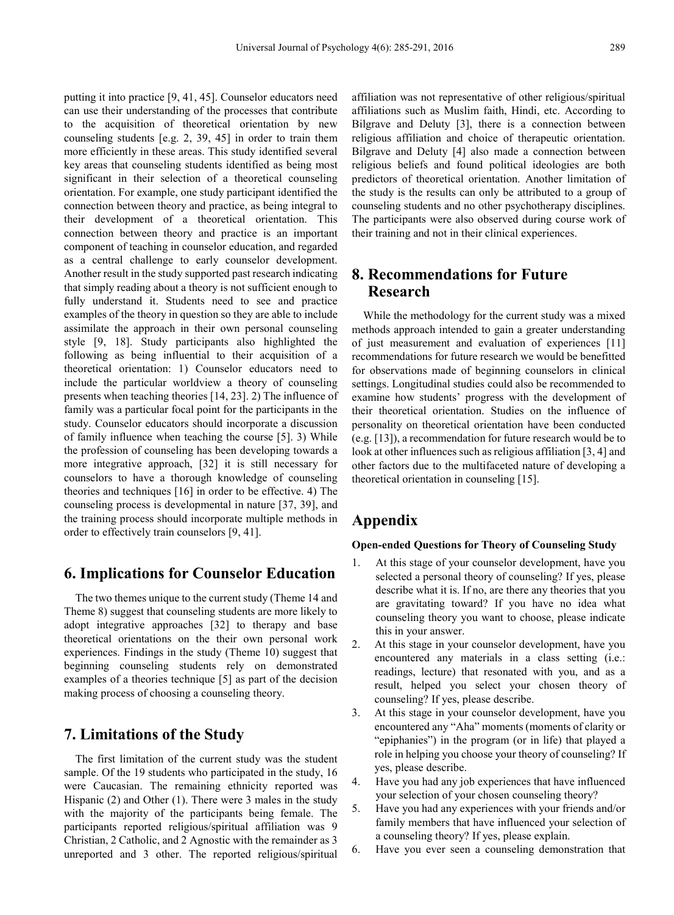putting it into practice [9, 41, 45]. Counselor educators need can use their understanding of the processes that contribute to the acquisition of theoretical orientation by new counseling students [e.g. 2, 39, 45] in order to train them more efficiently in these areas. This study identified several key areas that counseling students identified as being most significant in their selection of a theoretical counseling orientation. For example, one study participant identified the connection between theory and practice, as being integral to their development of a theoretical orientation. This connection between theory and practice is an important component of teaching in counselor education, and regarded as a central challenge to early counselor development. Another result in the study supported past research indicating that simply reading about a theory is not sufficient enough to fully understand it. Students need to see and practice examples of the theory in question so they are able to include assimilate the approach in their own personal counseling style [9, 18]. Study participants also highlighted the following as being influential to their acquisition of a theoretical orientation: 1) Counselor educators need to include the particular worldview a theory of counseling presents when teaching theories [14, 23]. 2) The influence of family was a particular focal point for the participants in the study. Counselor educators should incorporate a discussion of family influence when teaching the course [5]. 3) While the profession of counseling has been developing towards a more integrative approach, [32] it is still necessary for counselors to have a thorough knowledge of counseling theories and techniques [16] in order to be effective. 4) The counseling process is developmental in nature [37, 39], and the training process should incorporate multiple methods in order to effectively train counselors [9, 41].

# 6. Implications for Counselor Education

The two themes unique to the current study (Theme 14 and Theme 8) suggest that counseling students are more likely to adopt integrative approaches [32] to therapy and base theoretical orientations on the their own personal work experiences. Findings in the study (Theme 10) suggest that beginning counseling students rely on demonstrated examples of a theories technique [5] as part of the decision making process of choosing a counseling theory.

# 7. Limitations of the Study

The first limitation of the current study was the student sample. Of the 19 students who participated in the study, 16 were Caucasian. The remaining ethnicity reported was Hispanic (2) and Other (1). There were 3 males in the study with the majority of the participants being female. The participants reported religious/spiritual affiliation was 9 Christian, 2 Catholic, and 2 Agnostic with the remainder as 3 unreported and 3 other. The reported religious/spiritual affiliation was not representative of other religious/spiritual affiliations such as Muslim faith, Hindi, etc. According to Bilgrave and Deluty [3], there is a connection between religious affiliation and choice of therapeutic orientation. Bilgrave and Deluty [4] also made a connection between religious beliefs and found political ideologies are both predictors of theoretical orientation. Another limitation of the study is the results can only be attributed to a group of counseling students and no other psychotherapy disciplines. The participants were also observed during course work of their training and not in their clinical experiences.

# 8. Recommendations for Future Research

While the methodology for the current study was a mixed methods approach intended to gain a greater understanding of just measurement and evaluation of experiences [11] recommendations for future research we would be benefitted for observations made of beginning counselors in clinical settings. Longitudinal studies could also be recommended to examine how students' progress with the development of their theoretical orientation. Studies on the influence of personality on theoretical orientation have been conducted (e.g. [13]), a recommendation for future research would be to look at other influences such as religious affiliation [3, 4] and other factors due to the multifaceted nature of developing a theoretical orientation in counseling [15].

# Appendix

**Open-ended Questions for Theory of Counseling Study**

1. At this stage of your counselor development, have you selected a personal theory of counseling? If yes, please describe what it is. If no, are there any theories that you are gravitating toward? If you have no idea what counseling theory you want to choose, please indicate this in your answer.
2. At this stage in your counselor development, have you encountered any materials in a class setting (i.e.: readings, lecture) that resonated with you, and as a result, helped you select your chosen theory of counseling? If yes, please describe.
3. At this stage in your counselor development, have you encountered any "Aha" moments (moments of clarity or "epiphanies") in the program (or in life) that played a role in helping you choose your theory of counseling? If yes, please describe.
4. Have you had any job experiences that have influenced your selection of your chosen counseling theory?
5. Have you had any experiences with your friends and/or family members that have influenced your selection of a counseling theory? If yes, please explain.
6. Have you ever seen a counseling demonstration that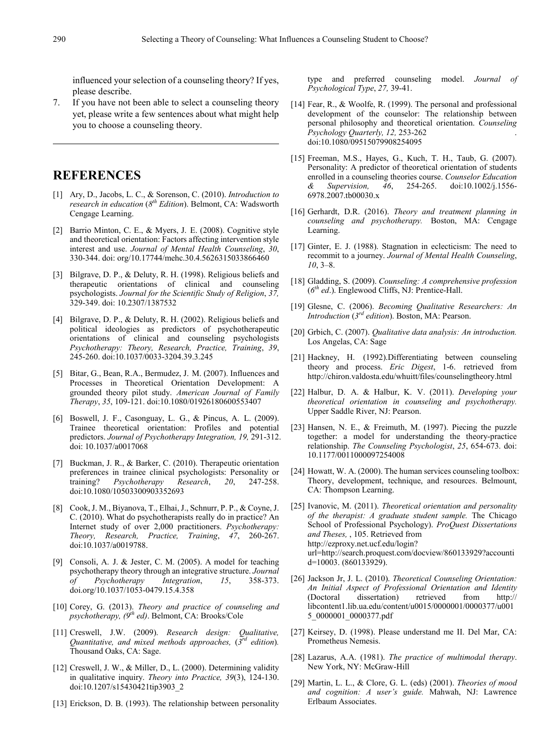influenced your selection of a counseling theory? If yes, please describe.

7. If you have not been able to select a counseling theory yet, please write a few sentences about what might help you to choose a counseling theory.

---

## REFERENCES

[1] Ary, D., Jacobs, L. C., & Sorenson, C. (2010). *Introduction to research in education* (*8th Edition*). Belmont, CA: Wadsworth Cengage Learning.

[2] Barrio Minton, C. E., & Myers, J. E. (2008). Cognitive style and theoretical orientation: Factors affecting intervention style interest and use. *Journal of Mental Health Counseling*, *30*, 330-344. doi: org/10.17744/mehc.30.4.5626315033866460

[3] Bilgrave, D. P., & Deluty, R. H. (1998). Religious beliefs and therapeutic orientations of clinical and counseling psychologists. *Journal for the Scientific Study of Religion*, *37,* 329-349. doi: 10.2307/1387532

[4] Bilgrave, D. P., & Deluty, R. H. (2002). Religious beliefs and political ideologies as predictors of psychotherapeutic orientations of clinical and counseling psychologists *Psychotherapy: Theory, Research, Practice, Training*, *39*, 245-260. doi:10.1037/0033-3204.39.3.245

[5] Bitar, G., Bean, R.A., Bermudez, J. M. (2007). Influences and Processes in Theoretical Orientation Development: A grounded theory pilot study. *American Journal of Family Therapy*, *35*, 109-121. doi:10.1080/01926180600553407

[6] Boswell, J. F., Casonguay, L. G., & Pincus, A. L. (2009). Trainee theoretical orientation: Profiles and potential predictors. *Journal of Psychotherapy Integration, 19,* 291-312. doi: 10.1037/a0017068

[7] Buckman, J. R., & Barker, C. (2010). Therapeutic orientation preferences in trainee clinical psychologists: Personality or training? *Psychotherapy Research*, *20*, 247-258. doi:10.1080/10503300903352693

[8] Cook, J. M., Biyanova, T., Elhai, J., Schnurr, P. P., & Coyne, J. C. (2010). What do psychotherapists really do in practice? An Internet study of over 2,000 practitioners. *Psychotherapy: Theory, Research, Practice, Training*, *47*, 260-267. doi:10.1037/a0019788.

[9] Consoli, A. J. & Jester, C. M. (2005). A model for teaching psychotherapy theory through an integrative structure. *Journal of Psychotherapy Integration*, *15*, 358-373. doi.org/10.1037/1053-0479.15.4.358

[10] Corey, G. (2013). *Theory and practice of counseling and psychotherapy, (9th ed)*. Belmont, CA: Brooks/Cole

[11] Creswell, J.W. (2009). *Research design: Qualitative, Quantitative, and mixed methods approaches,* (*3rd edition*)*.* Thousand Oaks, CA: Sage.

[12] Creswell, J. W., & Miller, D., L. (2000). Determining validity in qualitative inquiry. *Theory into Practice, 39*(3), 124-130. doi:10.1207/s15430421tip3903_2

[13] Erickson, D. B. (1993). The relationship between personality type and preferred counseling model. *Journal of Psychological Type*, *27,* 39-41.

[14] Fear, R., & Woolfe, R. (1999). The personal and professional development of the counselor: The relationship between personal philosophy and theoretical orientation. *Counseling Psychology Quarterly, 12,* 253-262 . doi:10.1080/09515079908254095

[15] Freeman, M.S., Hayes, G., Kuch, T. H., Taub, G. (2007). Personality: A predictor of theoretical orientation of students enrolled in a counseling theories course. *Counselor Education & Supervision, 46*, 254-265. doi:10.1002/j.1556-6978.2007.tb00030.x

[16] Gerhardt, D.R. (2016). *Theory and treatment planning in counseling and psychotherapy.* Boston, MA: Cengage Learning.

[17] Ginter, E. J. (1988). Stagnation in eclecticism: The need to recommit to a journey. *Journal of Mental Health Counseling*, *10*, 3–8.

[18] Gladding, S. (2009). *Counseling: A comprehensive profession* (*6th ed*.). Englewood Cliffs, NJ: Prentice-Hall.

[19] Glesne, C. (2006). *Becoming Qualitative Researchers: An Introduction* (*3rd edition*). Boston, MA: Pearson.

[20] Grbich, C. (2007). *Qualitative data analysis: An introduction.* Los Angelas, CA: Sage

[21] Hackney, H. (1992).Differentiating between counseling theory and process. *Eric Digest*, 1-6. retrieved from http://chiron.valdosta.edu/whuitt/files/counselingtheory.html

[22] Halbur, D. A. & Halbur, K. V. (2011). *Developing your theoretical orientation in counseling and psychotherapy.* Upper Saddle River, NJ: Pearson.

[23] Hansen, N. E., & Freimuth, M. (1997). Piecing the puzzle together: a model for understanding the theory-practice relationship. *The Counseling Psychologist*, *25*, 654-673. doi: 10.1177/0011000097254008

[24] Howatt, W. A. (2000). The human services counseling toolbox: Theory, development, technique, and resources. Belmount, CA: Thompson Learning.

[25] Ivanovic, M. (2011). *Theoretical orientation and personality of the therapist: A graduate student sample.* The Chicago School of Professional Psychology). *ProQuest Dissertations and Theses,* , 105. Retrieved from http://ezproxy.net.ucf.edu/login?url=http://search.proquest.com/docview/860133929?accountid=10003. (860133929).

[26] Jackson Jr, J. L. (2010). *Theoretical Counseling Orientation: An Initial Aspect of Professional Orientation and Identity* (Doctoral dissertation) retrieved from http://libcontent1.lib.ua.edu/content/u0015/0000001/0000377/u0015_0000001_0000377.pdf

[27] Keirsey, D. (1998). Please understand me II. Del Mar, CA: Prometheus Nemesis.

[28] Lazarus, A.A. (1981). *The practice of multimodal therapy*. New York, NY: McGraw-Hill

[29] Martin, L. L., & Clore, G. L. (eds) (2001). *Theories of mood and cognition: A user's guide.* Mahwah, NJ: Lawrence Erlbaum Associates.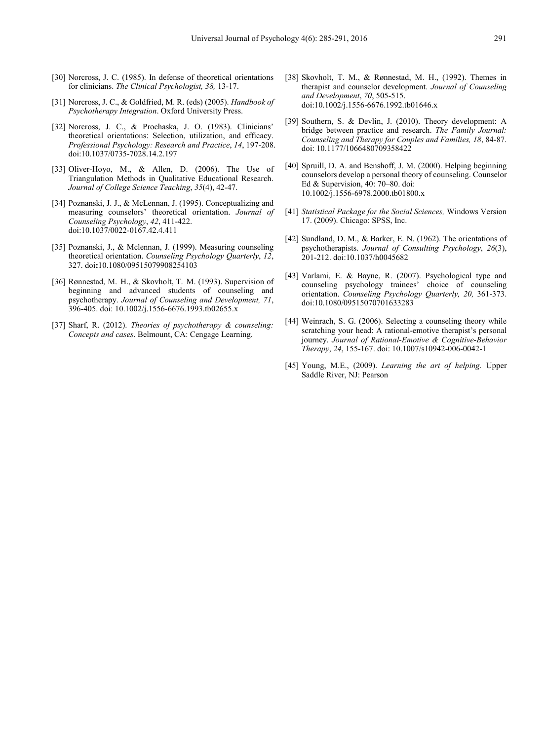[30] Norcross, J. C. (1985). In defense of theoretical orientations for clinicians. *The Clinical Psychologist, 38,* 13-17.

[31] Norcross, J. C., & Goldfried, M. R. (eds) (2005). *Handbook of Psychotherapy Integration*. Oxford University Press.

[32] Norcross, J. C., & Prochaska, J. O. (1983). Clinicians' theoretical orientations: Selection, utilization, and efficacy. *Professional Psychology: Research and Practice*, *14*, 197-208. doi:10.1037/0735-7028.14.2.197

[33] Oliver-Hoyo, M., & Allen, D. (2006). The Use of Triangulation Methods in Qualitative Educational Research. *Journal of College Science Teaching*, *35*(4), 42-47.

[34] Poznanski, J. J., & McLennan, J. (1995). Conceptualizing and measuring counselors' theoretical orientation. *Journal of Counseling Psychology*, *42*, 411-422. doi:10.1037/0022-0167.42.4.411

[35] Poznanski, J., & Mclennan, J. (1999). Measuring counseling theoretical orientation. *Counseling Psychology Quarterly*, *12*, 327. doi**:**10.1080/09515079908254103

[36] Rønnestad, M. H., & Skovholt, T. M. (1993). Supervision of beginning and advanced students of counseling and psychotherapy. *Journal of Counseling and Development, 71*, 396-405. doi: 10.1002/j.1556-6676.1993.tb02655.x

[37] Sharf, R. (2012). *Theories of psychotherapy & counseling: Concepts and cases*. Belmount, CA: Cengage Learning.

[38] Skovholt, T. M., & Rønnestad, M. H., (1992). Themes in therapist and counselor development. *Journal of Counseling and Development*, *70*, 505-515. doi:10.1002/j.1556-6676.1992.tb01646.x

[39] Southern, S. & Devlin, J. (2010). Theory development: A bridge between practice and research. *The Family Journal: Counseling and Therapy for Couples and Families, 18*, 84-87. doi: 10.1177/1066480709358422

[40] Spruill, D. A. and Benshoff, J. M. (2000). Helping beginning counselors develop a personal theory of counseling. Counselor Ed & Supervision, 40: 70–80. doi: 10.1002/j.1556-6978.2000.tb01800.x

[41] *Statistical Package for the Social Sciences,* Windows Version 17. (2009). Chicago: SPSS, Inc.

[42] Sundland, D. M., & Barker, E. N. (1962). The orientations of psychotherapists. *Journal of Consulting Psychology*, *26*(3), 201-212. doi:10.1037/h0045682

[43] Varlami, E. & Bayne, R. (2007). Psychological type and counseling psychology trainees' choice of counseling orientation. *Counseling Psychology Quarterly, 20,* 361-373. doi:10.1080/09515070701633283

[44] Weinrach, S. G. (2006). Selecting a counseling theory while scratching your head: A rational-emotive therapist's personal journey. *Journal of Rational-Emotive & Cognitive-Behavior Therapy*, *24*, 155-167. doi: 10.1007/s10942-006-0042-1

[45] Young, M.E., (2009). *Learning the art of helping.* Upper Saddle River, NJ: Pearson